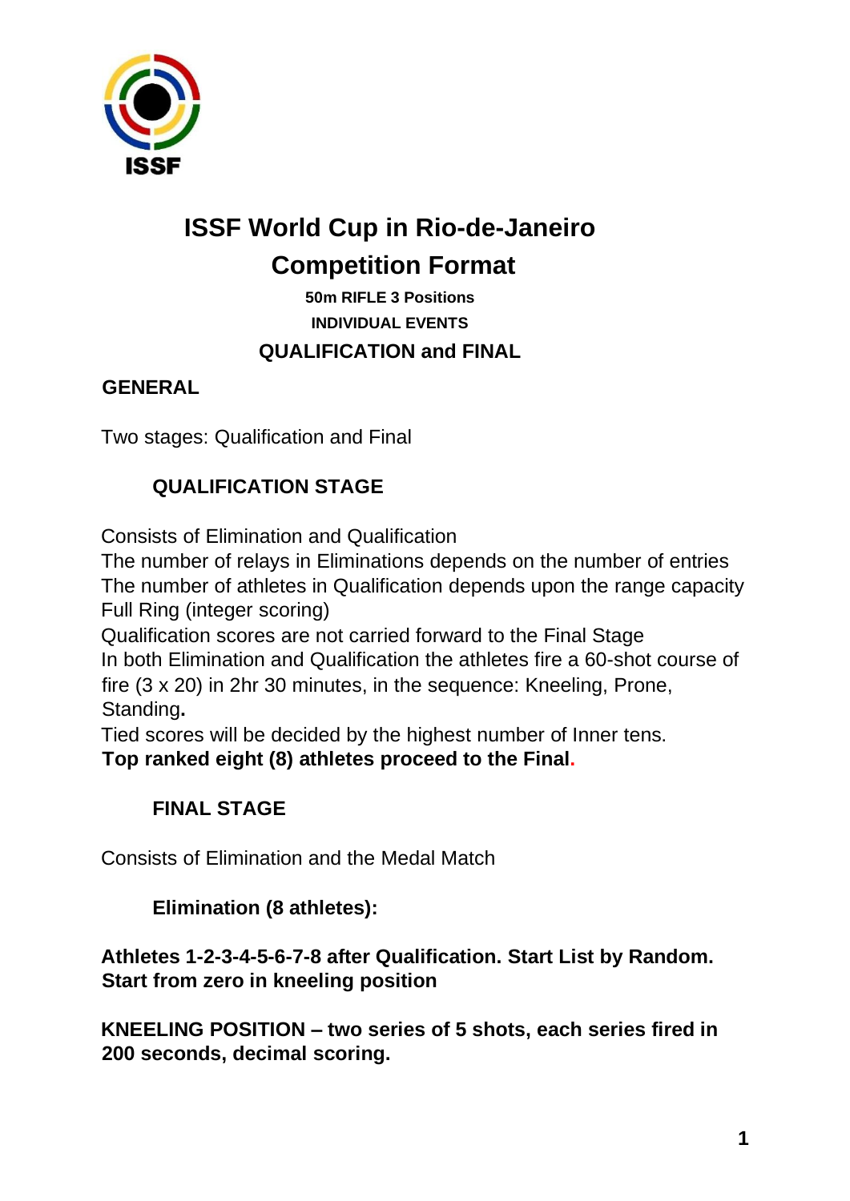ISSF

# ISSF World Cup in Rio-de-Janeiro

# Competition Format

**50m RIFLE 3 Positions**

**INDIVIDUAL EVENTS**

## QUALIFICATION and FINAL

## GENERAL

Two stages: Qualification and Final

### QUALIFICATION STAGE

Consists of Elimination and Qualification
The number of relays in Eliminations depends on the number of entries
The number of athletes in Qualification depends upon the range capacity
Full Ring (integer scoring)
Qualification scores are not carried forward to the Final Stage
In both Elimination and Qualification the athletes fire a 60-shot course of fire (3 x 20) in 2hr 30 minutes, in the sequence: Kneeling, Prone, Standing**.**
Tied scores will be decided by the highest number of Inner tens.
**Top ranked eight (8) athletes proceed to the Final.**

### FINAL STAGE

Consists of Elimination and the Medal Match

#### Elimination (8 athletes):

**Athletes 1-2-3-4-5-6-7-8 after Qualification. Start List by Random. Start from zero in kneeling position**

**KNEELING POSITION – two series of 5 shots, each series fired in 200 seconds, decimal scoring.**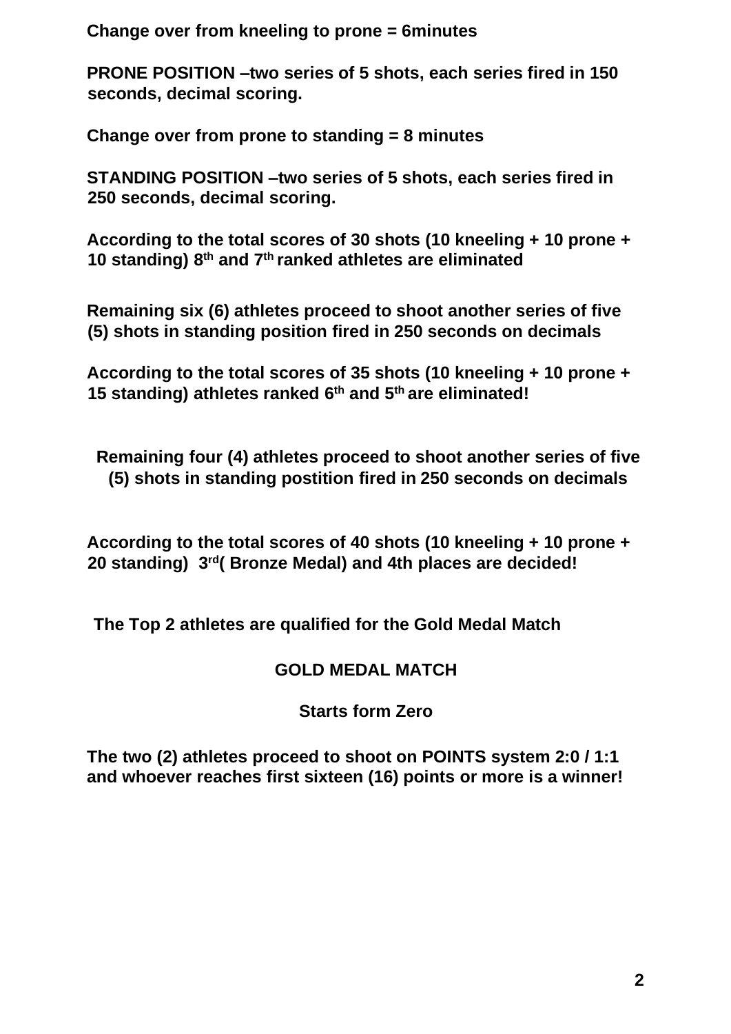**Change over from kneeling to prone = 6minutes**

**PRONE POSITION –two series of 5 shots, each series fired in 150 seconds, decimal scoring.**

**Change over from prone to standing = 8 minutes**

**STANDING POSITION –two series of 5 shots, each series fired in 250 seconds, decimal scoring.**

**According to the total scores of 30 shots (10 kneeling + 10 prone + 10 standing) 8th and 7th ranked athletes are eliminated**

**Remaining six (6) athletes proceed to shoot another series of five (5) shots in standing position fired in 250 seconds on decimals**

**According to the total scores of 35 shots (10 kneeling + 10 prone + 15 standing) athletes ranked 6th and 5th are eliminated!**

**Remaining four (4) athletes proceed to shoot another series of five (5) shots in standing postition fired in 250 seconds on decimals**

**According to the total scores of 40 shots (10 kneeling + 10 prone + 20 standing) 3rd( Bronze Medal) and 4th places are decided!**

**The Top 2 athletes are qualified for the Gold Medal Match**

**GOLD MEDAL MATCH**

**Starts form Zero**

**The two (2) athletes proceed to shoot on POINTS system 2:0 / 1:1 and whoever reaches first sixteen (16) points or more is a winner!**